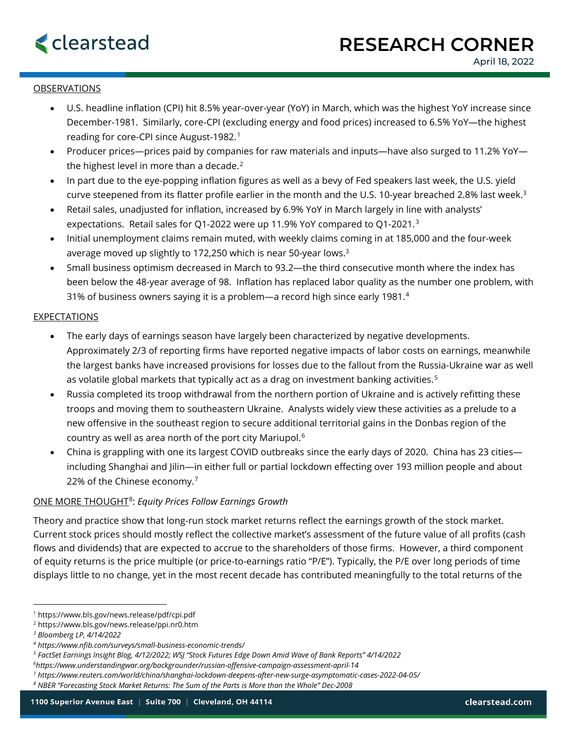# RESEARCH CORNER

April 18, 2022

## OBSERVATIONS

- U.S. headline inflation (CPI) hit 8.5% year-over-year (YoY) in March, which was the highest YoY increase since December-1981. Similarly, core-CPI (excluding energy and food prices) increased to 6.5% YoY—the highest reading for core-CPI since August-1982.[1]
- Producer prices—prices paid by companies for raw materials and inputs—have also surged to 11.2% YoY—the highest level in more than a decade.[2]
- In part due to the eye-popping inflation figures as well as a bevy of Fed speakers last week, the U.S. yield curve steepened from its flatter profile earlier in the month and the U.S. 10-year breached 2.8% last week.[3]
- Retail sales, unadjusted for inflation, increased by 6.9% YoY in March largely in line with analysts' expectations. Retail sales for Q1-2022 were up 11.9% YoY compared to Q1-2021.[3]
- Initial unemployment claims remain muted, with weekly claims coming in at 185,000 and the four-week average moved up slightly to 172,250 which is near 50-year lows.[3]
- Small business optimism decreased in March to 93.2—the third consecutive month where the index has been below the 48-year average of 98. Inflation has replaced labor quality as the number one problem, with 31% of business owners saying it is a problem—a record high since early 1981.[4]

## EXPECTATIONS

- The early days of earnings season have largely been characterized by negative developments. Approximately 2/3 of reporting firms have reported negative impacts of labor costs on earnings, meanwhile the largest banks have increased provisions for losses due to the fallout from the Russia-Ukraine war as well as volatile global markets that typically act as a drag on investment banking activities.[5]
- Russia completed its troop withdrawal from the northern portion of Ukraine and is actively refitting these troops and moving them to southeastern Ukraine. Analysts widely view these activities as a prelude to a new offensive in the southeast region to secure additional territorial gains in the Donbas region of the country as well as area north of the port city Mariupol.[6]
- China is grappling with one its largest COVID outbreaks since the early days of 2020. China has 23 cities—including Shanghai and Jilin—in either full or partial lockdown effecting over 193 million people and about 22% of the Chinese economy.[7]

## ONE MORE THOUGHT[8]: *Equity Prices Follow Earnings Growth*

Theory and practice show that long-run stock market returns reflect the earnings growth of the stock market. Current stock prices should mostly reflect the collective market's assessment of the future value of all profits (cash flows and dividends) that are expected to accrue to the shareholders of those firms. However, a third component of equity returns is the price multiple (or price-to-earnings ratio "P/E"). Typically, the P/E over long periods of time displays little to no change, yet in the most recent decade has contributed meaningfully to the total returns of the

---

[1] https://www.bls.gov/news.release/pdf/cpi.pdf
[2] https://www.bls.gov/news.release/ppi.nr0.htm
[3] *Bloomberg LP, 4/14/2022*
[4] *https://www.nfib.com/surveys/small-business-economic-trends/*
[5] *FactSet Earnings Insight Blog, 4/12/2022; WSJ "Stock Futures Edge Down Amid Wave of Bank Reports" 4/14/2022*
[6] *https://www.understandingwar.org/backgrounder/russian-offensive-campaign-assessment-april-14*
[7] *https://www.reuters.com/world/china/shanghai-lockdown-deepens-after-new-surge-asymptomatic-cases-2022-04-05/*
[8] *NBER "Forecasting Stock Market Returns: The Sum of the Parts is More than the Whole" Dec-2008*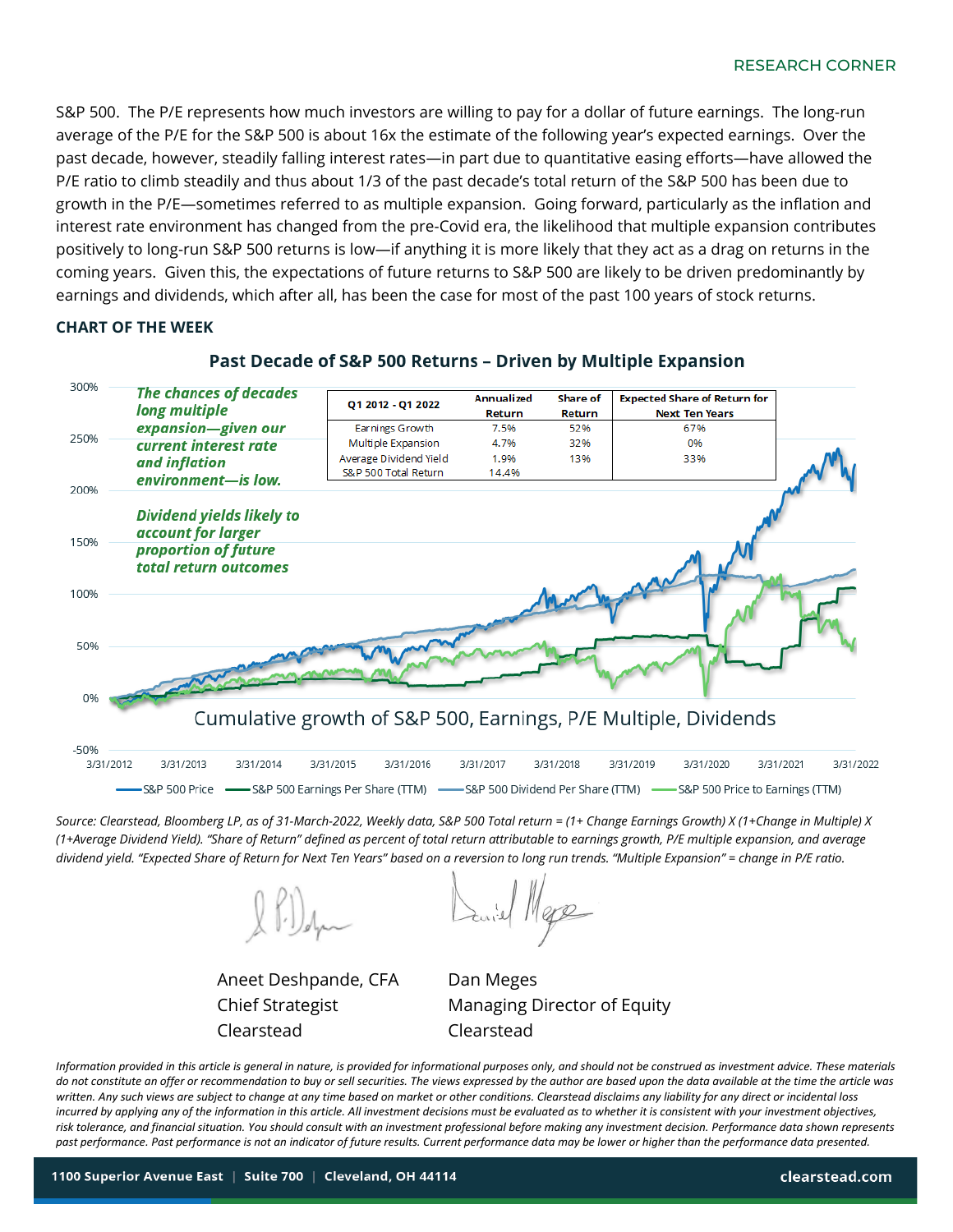S&P 500. The P/E represents how much investors are willing to pay for a dollar of future earnings. The long-run average of the P/E for the S&P 500 is about 16x the estimate of the following year's expected earnings. Over the past decade, however, steadily falling interest rates—in part due to quantitative easing efforts—have allowed the P/E ratio to climb steadily and thus about 1/3 of the past decade's total return of the S&P 500 has been due to growth in the P/E—sometimes referred to as multiple expansion. Going forward, particularly as the inflation and interest rate environment has changed from the pre-Covid era, the likelihood that multiple expansion contributes positively to long-run S&P 500 returns is low—if anything it is more likely that they act as a drag on returns in the coming years. Given this, the expectations of future returns to S&P 500 are likely to be driven predominantly by earnings and dividends, which after all, has been the case for most of the past 100 years of stock returns.

## CHART OF THE WEEK

**Past Decade of S&P 500 Returns – Driven by Multiple Expansion**

*The chances of decades long multiple expansion—given our current interest rate and inflation environment—is low.*

*Dividend yields likely to account for larger proportion of future total return outcomes*

| Q1 2012 - Q1 2022 | Annualized Return | Share of Return | Expected Share of Return for Next Ten Years |
|---|---|---|---|
| Earnings Growth | 7.5% | 52% | 67% |
| Multiple Expansion | 4.7% | 32% | 0% |
| Average Dividend Yield | 1.9% | 13% | 33% |
| S&P 500 Total Return | 14.4% | | |

Cumulative growth of S&P 500, Earnings, P/E Multiple, Dividends

300%
250%
200%
150%
100%
50%
0%
-50%

3/31/2012 3/31/2013 3/31/2014 3/31/2015 3/31/2016 3/31/2017 3/31/2018 3/31/2019 3/31/2020 3/31/2021 3/31/2022

S&P 500 Price — S&P 500 Earnings Per Share (TTM) — S&P 500 Dividend Per Share (TTM) — S&P 500 Price to Earnings (TTM)

*Source: Clearstead, Bloomberg LP, as of 31-March-2022, Weekly data, S&P 500 Total return = (1+ Change Earnings Growth) X (1+Change in Multiple) X (1+Average Dividend Yield). "Share of Return" defined as percent of total return attributable to earnings growth, P/E multiple expansion, and average dividend yield. "Expected Share of Return for Next Ten Years" based on a reversion to long run trends. "Multiple Expansion" = change in P/E ratio.*

Aneet Deshpande, CFA
Chief Strategist
Clearstead

Dan Meges
Managing Director of Equity
Clearstead

*Information provided in this article is general in nature, is provided for informational purposes only, and should not be construed as investment advice. These materials do not constitute an offer or recommendation to buy or sell securities. The views expressed by the author are based upon the data available at the time the article was written. Any such views are subject to change at any time based on market or other conditions. Clearstead disclaims any liability for any direct or incidental loss incurred by applying any of the information in this article. All investment decisions must be evaluated as to whether it is consistent with your investment objectives, risk tolerance, and financial situation. You should consult with an investment professional before making any investment decision. Performance data shown represents past performance. Past performance is not an indicator of future results. Current performance data may be lower or higher than the performance data presented.*

1100 Superior Avenue East | Suite 700 | Cleveland, OH 44114 clearstead.com